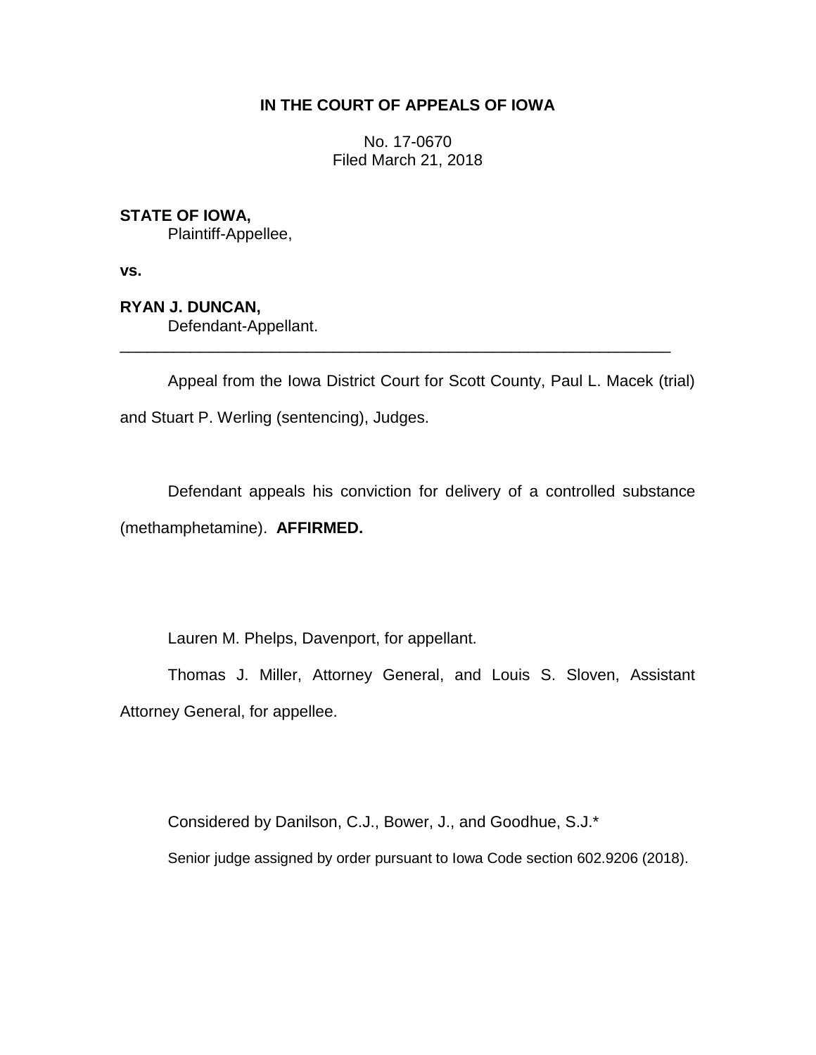**IN THE COURT OF APPEALS OF IOWA**

No. 17-0670
Filed March 21, 2018

**STATE OF IOWA,**
Plaintiff-Appellee,

**vs.**

**RYAN J. DUNCAN,**
Defendant-Appellant.

---

Appeal from the Iowa District Court for Scott County, Paul L. Macek (trial) and Stuart P. Werling (sentencing), Judges.

Defendant appeals his conviction for delivery of a controlled substance (methamphetamine). **AFFIRMED.**

Lauren M. Phelps, Davenport, for appellant.

Thomas J. Miller, Attorney General, and Louis S. Sloven, Assistant Attorney General, for appellee.

Considered by Danilson, C.J., Bower, J., and Goodhue, S.J.*

Senior judge assigned by order pursuant to Iowa Code section 602.9206 (2018).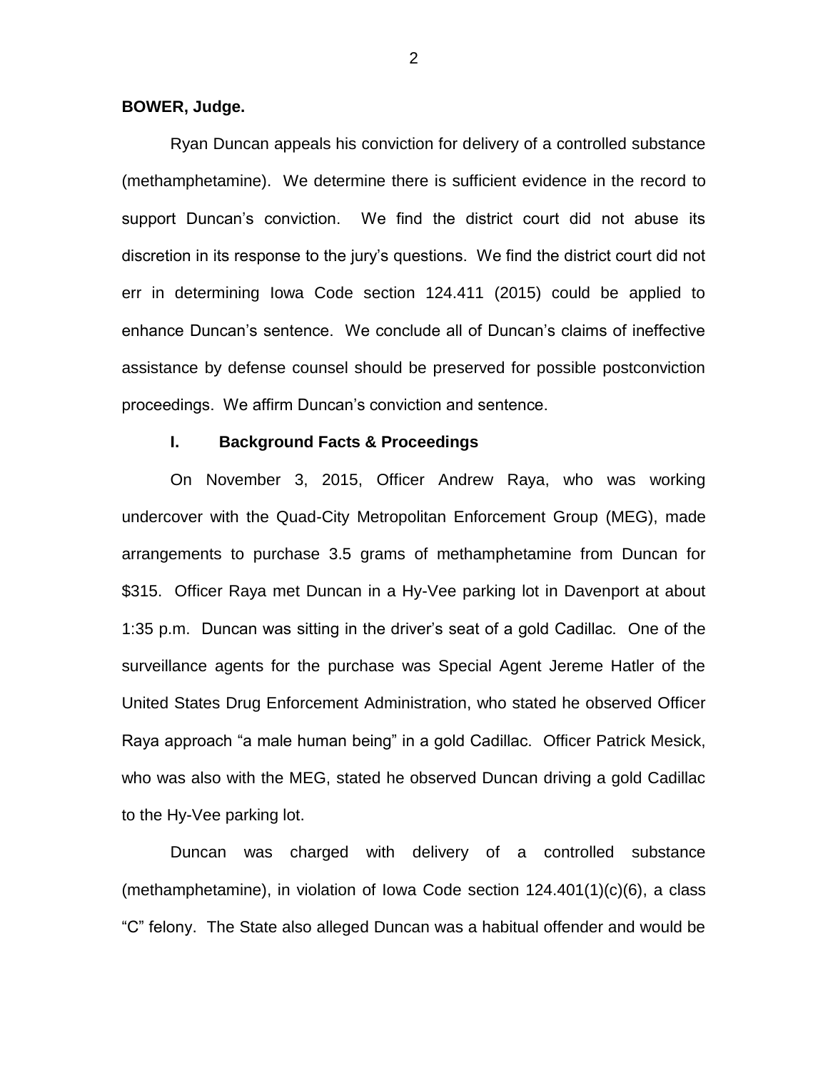**BOWER, Judge.**

Ryan Duncan appeals his conviction for delivery of a controlled substance (methamphetamine). We determine there is sufficient evidence in the record to support Duncan's conviction. We find the district court did not abuse its discretion in its response to the jury's questions. We find the district court did not err in determining Iowa Code section 124.411 (2015) could be applied to enhance Duncan's sentence. We conclude all of Duncan's claims of ineffective assistance by defense counsel should be preserved for possible postconviction proceedings. We affirm Duncan's conviction and sentence.

## I. Background Facts & Proceedings

On November 3, 2015, Officer Andrew Raya, who was working undercover with the Quad-City Metropolitan Enforcement Group (MEG), made arrangements to purchase 3.5 grams of methamphetamine from Duncan for $315. Officer Raya met Duncan in a Hy-Vee parking lot in Davenport at about 1:35 p.m. Duncan was sitting in the driver's seat of a gold Cadillac. One of the surveillance agents for the purchase was Special Agent Jereme Hatler of the United States Drug Enforcement Administration, who stated he observed Officer Raya approach "a male human being" in a gold Cadillac. Officer Patrick Mesick, who was also with the MEG, stated he observed Duncan driving a gold Cadillac to the Hy-Vee parking lot.

Duncan was charged with delivery of a controlled substance (methamphetamine), in violation of Iowa Code section 124.401(1)(c)(6), a class "C" felony. The State also alleged Duncan was a habitual offender and would be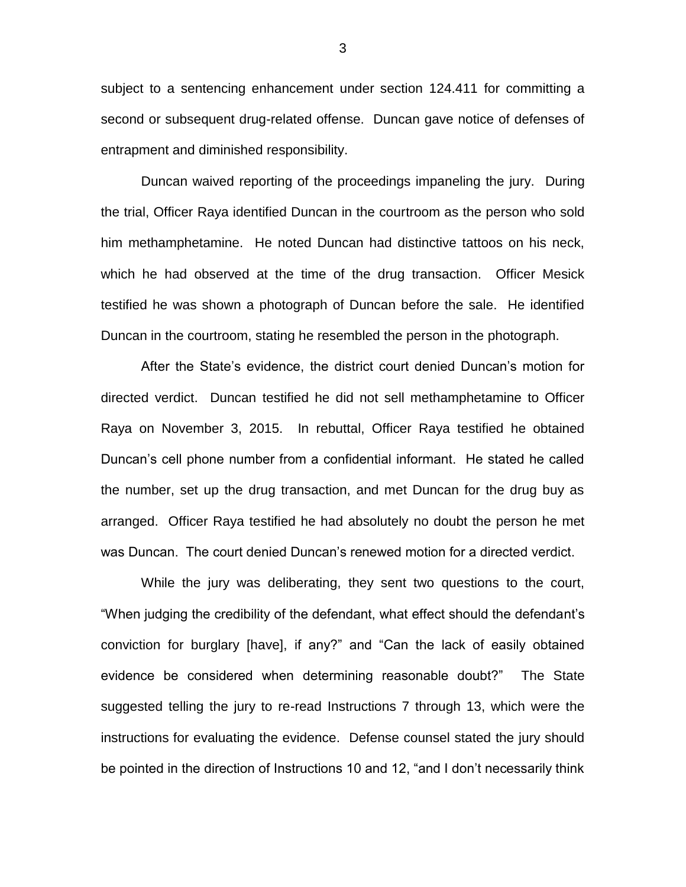subject to a sentencing enhancement under section 124.411 for committing a second or subsequent drug-related offense. Duncan gave notice of defenses of entrapment and diminished responsibility.

Duncan waived reporting of the proceedings impaneling the jury. During the trial, Officer Raya identified Duncan in the courtroom as the person who sold him methamphetamine. He noted Duncan had distinctive tattoos on his neck, which he had observed at the time of the drug transaction. Officer Mesick testified he was shown a photograph of Duncan before the sale. He identified Duncan in the courtroom, stating he resembled the person in the photograph.

After the State's evidence, the district court denied Duncan's motion for directed verdict. Duncan testified he did not sell methamphetamine to Officer Raya on November 3, 2015. In rebuttal, Officer Raya testified he obtained Duncan's cell phone number from a confidential informant. He stated he called the number, set up the drug transaction, and met Duncan for the drug buy as arranged. Officer Raya testified he had absolutely no doubt the person he met was Duncan. The court denied Duncan's renewed motion for a directed verdict.

While the jury was deliberating, they sent two questions to the court, "When judging the credibility of the defendant, what effect should the defendant's conviction for burglary [have], if any?" and "Can the lack of easily obtained evidence be considered when determining reasonable doubt?" The State suggested telling the jury to re-read Instructions 7 through 13, which were the instructions for evaluating the evidence. Defense counsel stated the jury should be pointed in the direction of Instructions 10 and 12, "and I don't necessarily think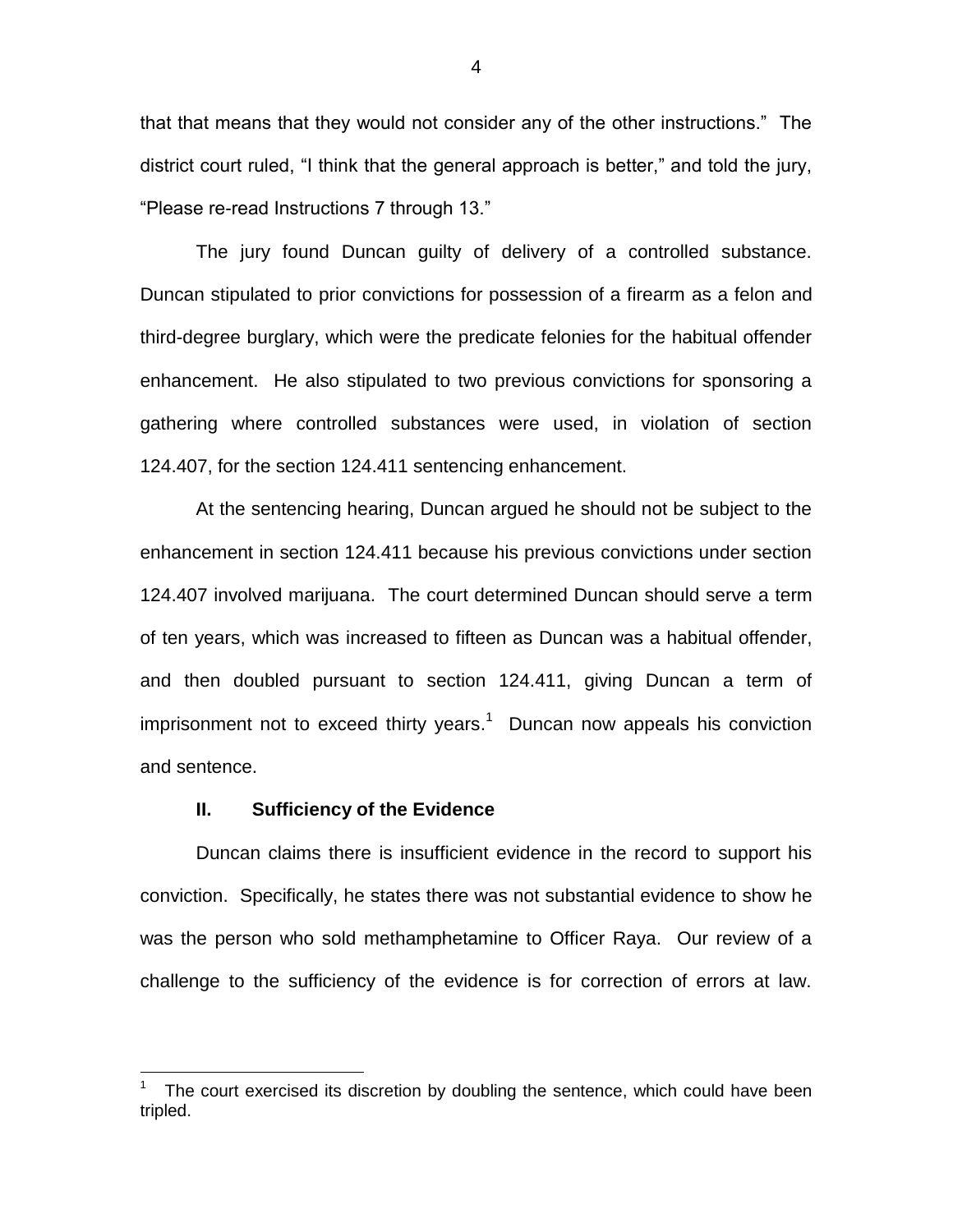that that means that they would not consider any of the other instructions." The district court ruled, "I think that the general approach is better," and told the jury, "Please re-read Instructions 7 through 13."

The jury found Duncan guilty of delivery of a controlled substance. Duncan stipulated to prior convictions for possession of a firearm as a felon and third-degree burglary, which were the predicate felonies for the habitual offender enhancement. He also stipulated to two previous convictions for sponsoring a gathering where controlled substances were used, in violation of section 124.407, for the section 124.411 sentencing enhancement.

At the sentencing hearing, Duncan argued he should not be subject to the enhancement in section 124.411 because his previous convictions under section 124.407 involved marijuana. The court determined Duncan should serve a term of ten years, which was increased to fifteen as Duncan was a habitual offender, and then doubled pursuant to section 124.411, giving Duncan a term of imprisonment not to exceed thirty years.[1] Duncan now appeals his conviction and sentence.

## II. Sufficiency of the Evidence

Duncan claims there is insufficient evidence in the record to support his conviction. Specifically, he states there was not substantial evidence to show he was the person who sold methamphetamine to Officer Raya. Our review of a challenge to the sufficiency of the evidence is for correction of errors at law.

[1] The court exercised its discretion by doubling the sentence, which could have been tripled.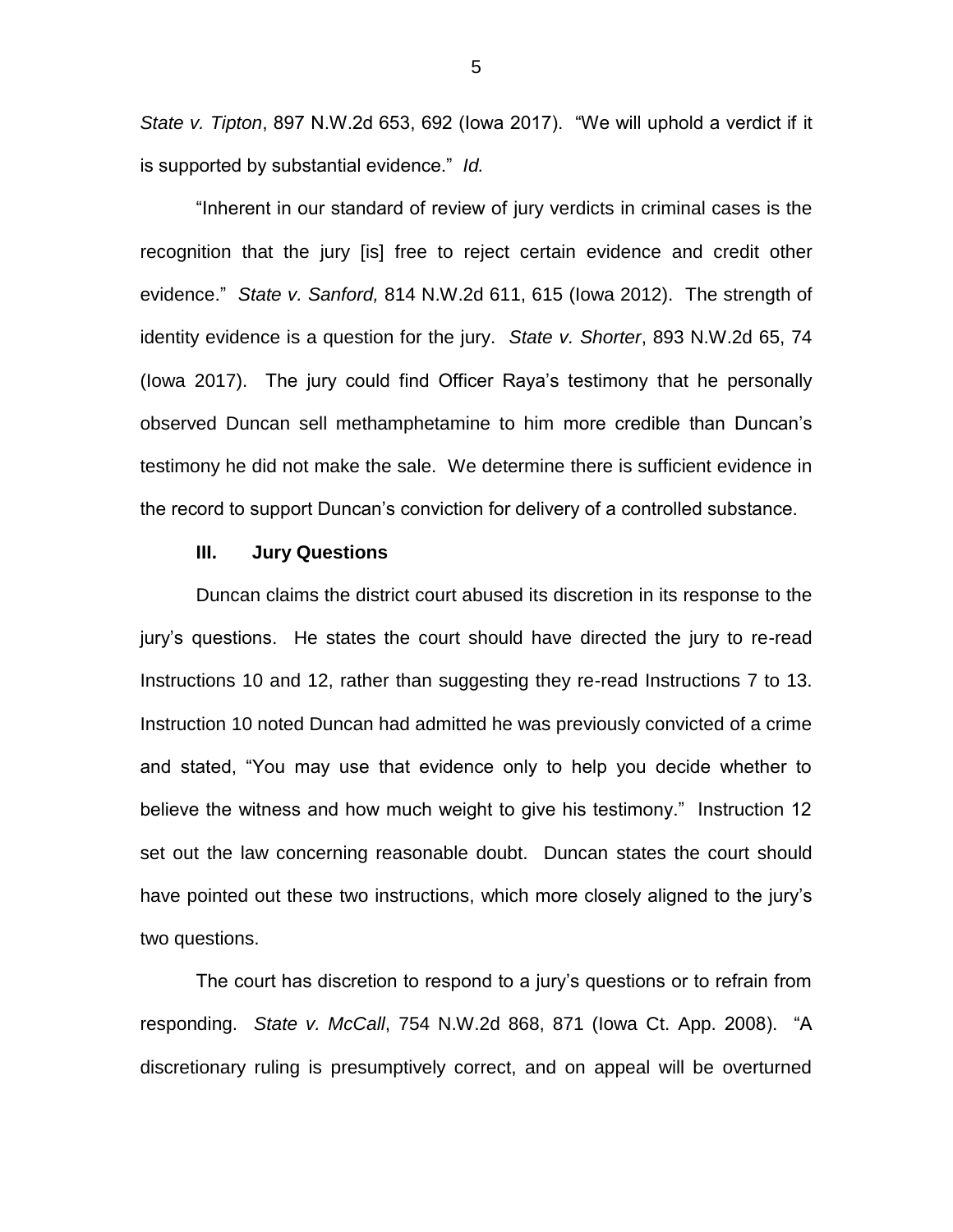*State v. Tipton*, 897 N.W.2d 653, 692 (Iowa 2017). "We will uphold a verdict if it is supported by substantial evidence." *Id.*

"Inherent in our standard of review of jury verdicts in criminal cases is the recognition that the jury [is] free to reject certain evidence and credit other evidence." *State v. Sanford,* 814 N.W.2d 611, 615 (Iowa 2012). The strength of identity evidence is a question for the jury. *State v. Shorter*, 893 N.W.2d 65, 74 (Iowa 2017). The jury could find Officer Raya's testimony that he personally observed Duncan sell methamphetamine to him more credible than Duncan's testimony he did not make the sale. We determine there is sufficient evidence in the record to support Duncan's conviction for delivery of a controlled substance.

### III. Jury Questions

Duncan claims the district court abused its discretion in its response to the jury's questions. He states the court should have directed the jury to re-read Instructions 10 and 12, rather than suggesting they re-read Instructions 7 to 13. Instruction 10 noted Duncan had admitted he was previously convicted of a crime and stated, "You may use that evidence only to help you decide whether to believe the witness and how much weight to give his testimony." Instruction 12 set out the law concerning reasonable doubt. Duncan states the court should have pointed out these two instructions, which more closely aligned to the jury's two questions.

The court has discretion to respond to a jury's questions or to refrain from responding. *State v. McCall*, 754 N.W.2d 868, 871 (Iowa Ct. App. 2008). "A discretionary ruling is presumptively correct, and on appeal will be overturned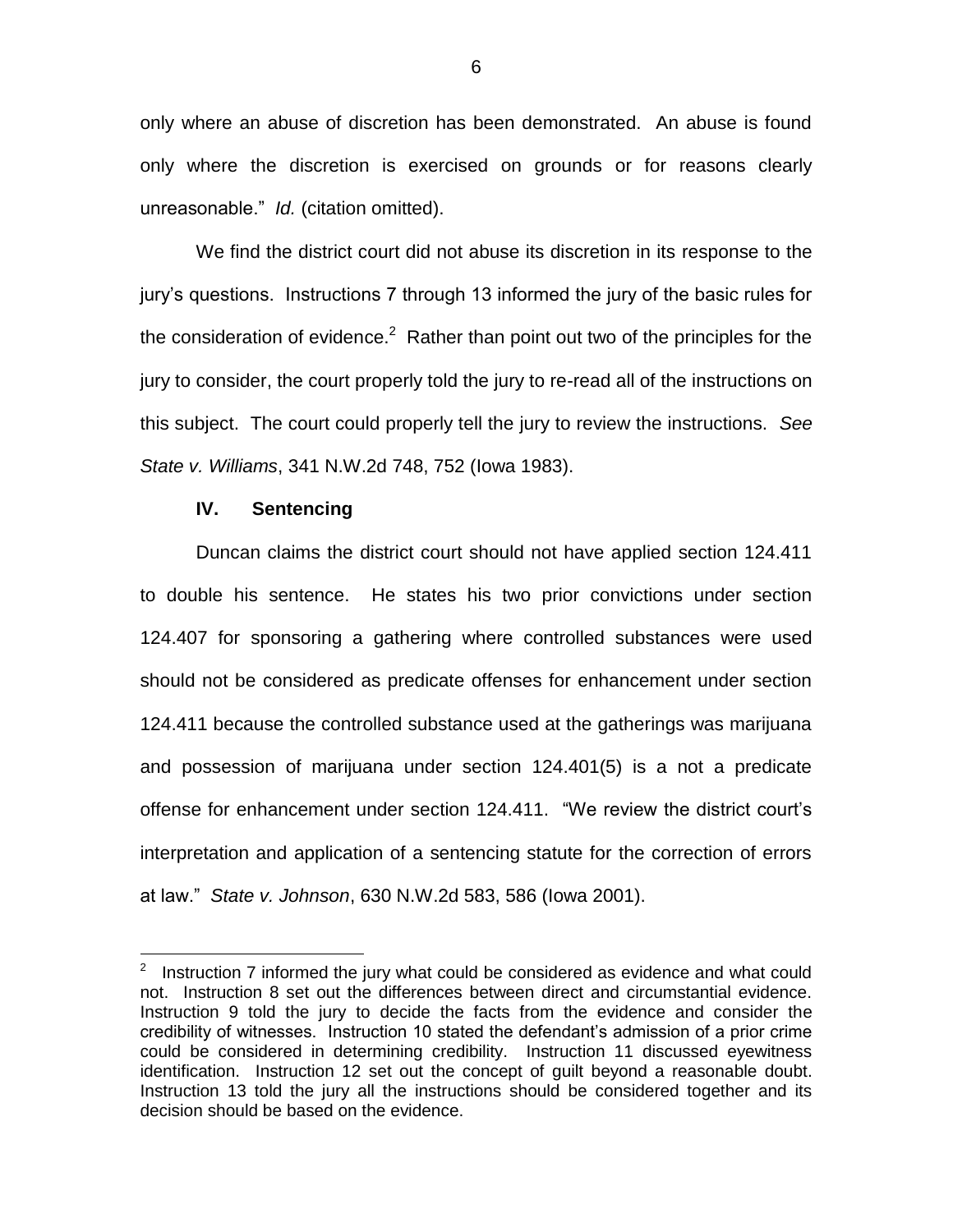only where an abuse of discretion has been demonstrated. An abuse is found only where the discretion is exercised on grounds or for reasons clearly unreasonable." *Id.* (citation omitted).

We find the district court did not abuse its discretion in its response to the jury's questions. Instructions 7 through 13 informed the jury of the basic rules for the consideration of evidence.[2] Rather than point out two of the principles for the jury to consider, the court properly told the jury to re-read all of the instructions on this subject. The court could properly tell the jury to review the instructions. *See State v. Williams*, 341 N.W.2d 748, 752 (Iowa 1983).

### IV. Sentencing

Duncan claims the district court should not have applied section 124.411 to double his sentence. He states his two prior convictions under section 124.407 for sponsoring a gathering where controlled substances were used should not be considered as predicate offenses for enhancement under section 124.411 because the controlled substance used at the gatherings was marijuana and possession of marijuana under section 124.401(5) is a not a predicate offense for enhancement under section 124.411. "We review the district court's interpretation and application of a sentencing statute for the correction of errors at law." *State v. Johnson*, 630 N.W.2d 583, 586 (Iowa 2001).

---

[2] Instruction 7 informed the jury what could be considered as evidence and what could not. Instruction 8 set out the differences between direct and circumstantial evidence. Instruction 9 told the jury to decide the facts from the evidence and consider the credibility of witnesses. Instruction 10 stated the defendant's admission of a prior crime could be considered in determining credibility. Instruction 11 discussed eyewitness identification. Instruction 12 set out the concept of guilt beyond a reasonable doubt. Instruction 13 told the jury all the instructions should be considered together and its decision should be based on the evidence.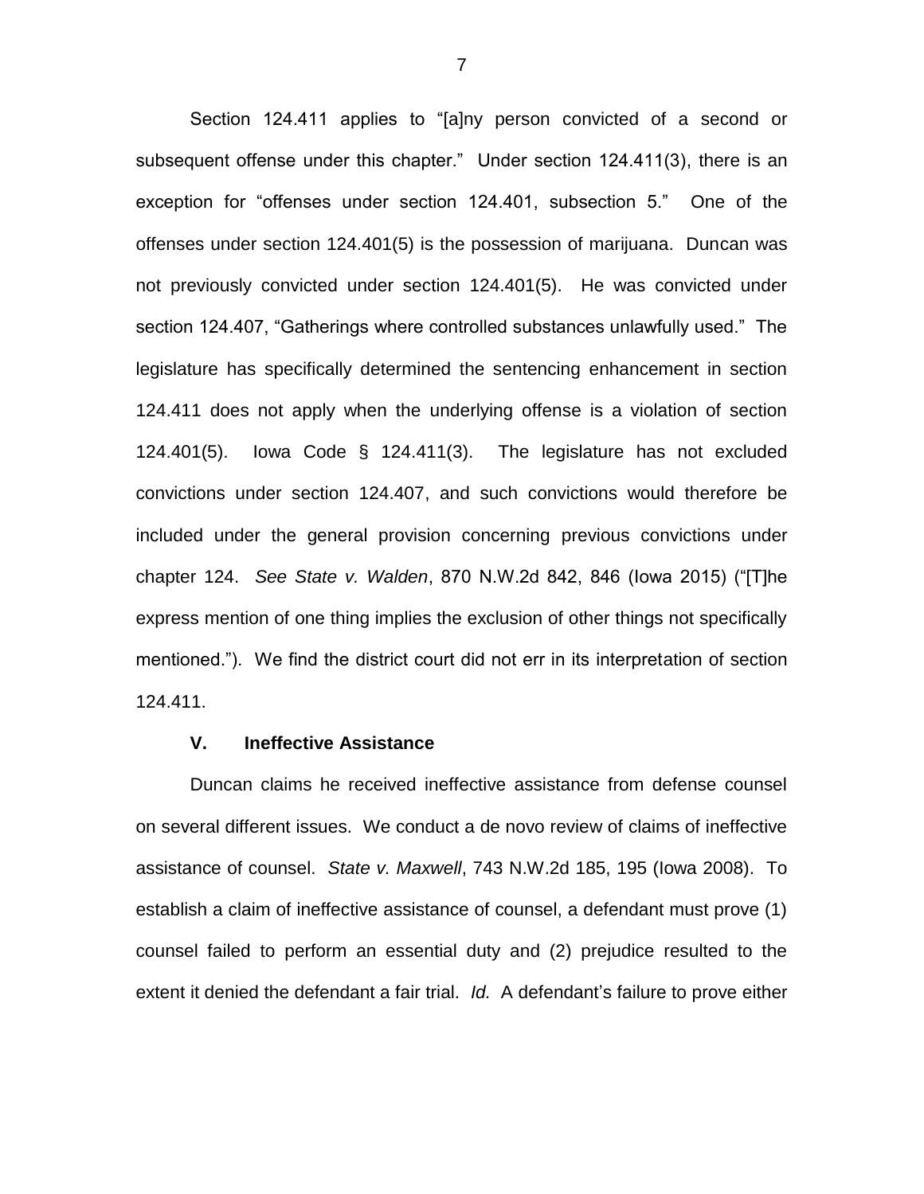Section 124.411 applies to "[a]ny person convicted of a second or subsequent offense under this chapter." Under section 124.411(3), there is an exception for "offenses under section 124.401, subsection 5." One of the offenses under section 124.401(5) is the possession of marijuana. Duncan was not previously convicted under section 124.401(5). He was convicted under section 124.407, "Gatherings where controlled substances unlawfully used." The legislature has specifically determined the sentencing enhancement in section 124.411 does not apply when the underlying offense is a violation of section 124.401(5). Iowa Code § 124.411(3). The legislature has not excluded convictions under section 124.407, and such convictions would therefore be included under the general provision concerning previous convictions under chapter 124. *See State v. Walden*, 870 N.W.2d 842, 846 (Iowa 2015) ("[T]he express mention of one thing implies the exclusion of other things not specifically mentioned."). We find the district court did not err in its interpretation of section 124.411.

## V. Ineffective Assistance

Duncan claims he received ineffective assistance from defense counsel on several different issues. We conduct a de novo review of claims of ineffective assistance of counsel. *State v. Maxwell*, 743 N.W.2d 185, 195 (Iowa 2008). To establish a claim of ineffective assistance of counsel, a defendant must prove (1) counsel failed to perform an essential duty and (2) prejudice resulted to the extent it denied the defendant a fair trial. *Id.* A defendant's failure to prove either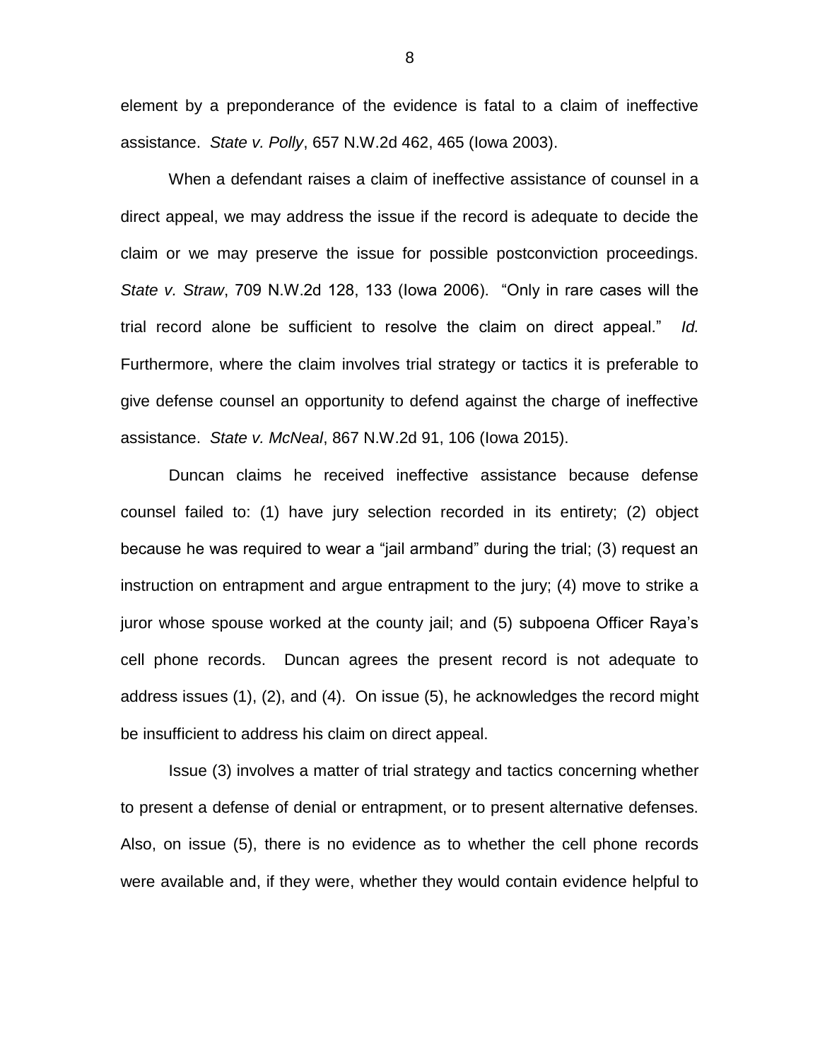element by a preponderance of the evidence is fatal to a claim of ineffective assistance. *State v. Polly*, 657 N.W.2d 462, 465 (Iowa 2003).

When a defendant raises a claim of ineffective assistance of counsel in a direct appeal, we may address the issue if the record is adequate to decide the claim or we may preserve the issue for possible postconviction proceedings. *State v. Straw*, 709 N.W.2d 128, 133 (Iowa 2006). "Only in rare cases will the trial record alone be sufficient to resolve the claim on direct appeal." *Id.* Furthermore, where the claim involves trial strategy or tactics it is preferable to give defense counsel an opportunity to defend against the charge of ineffective assistance. *State v. McNeal*, 867 N.W.2d 91, 106 (Iowa 2015).

Duncan claims he received ineffective assistance because defense counsel failed to: (1) have jury selection recorded in its entirety; (2) object because he was required to wear a "jail armband" during the trial; (3) request an instruction on entrapment and argue entrapment to the jury; (4) move to strike a juror whose spouse worked at the county jail; and (5) subpoena Officer Raya's cell phone records. Duncan agrees the present record is not adequate to address issues (1), (2), and (4). On issue (5), he acknowledges the record might be insufficient to address his claim on direct appeal.

Issue (3) involves a matter of trial strategy and tactics concerning whether to present a defense of denial or entrapment, or to present alternative defenses. Also, on issue (5), there is no evidence as to whether the cell phone records were available and, if they were, whether they would contain evidence helpful to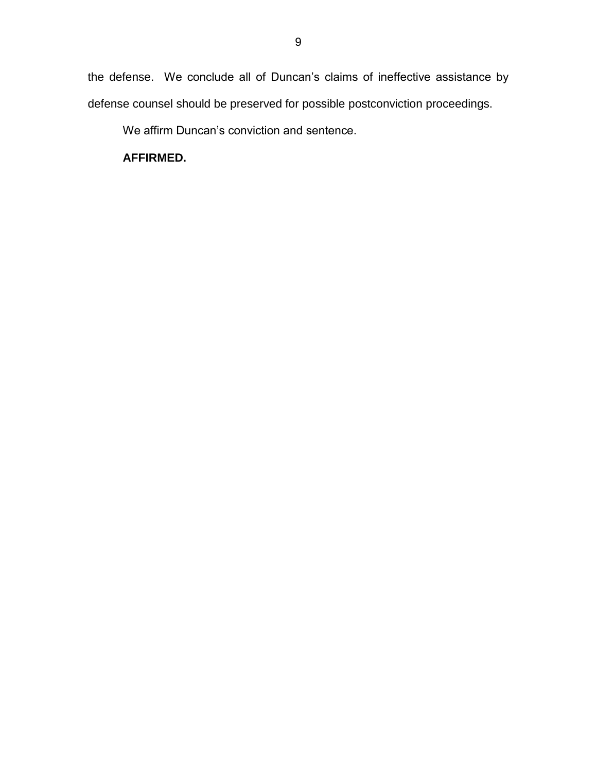the defense. We conclude all of Duncan's claims of ineffective assistance by defense counsel should be preserved for possible postconviction proceedings.

We affirm Duncan's conviction and sentence.

**AFFIRMED.**